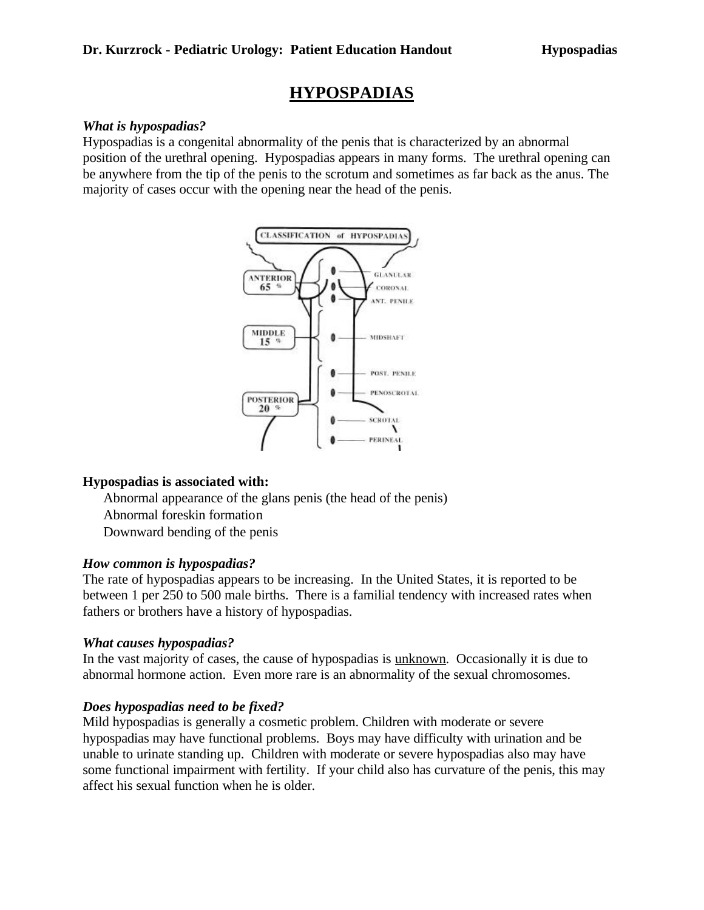# HYPOSPADIAS

***What is hypospadias?***

Hypospadias is a congenital abnormality of the penis that is characterized by an abnormal position of the urethral opening. Hypospadias appears in many forms. The urethral opening can be anywhere from the tip of the penis to the scrotum and sometimes as far back as the anus. The majority of cases occur with the opening near the head of the penis.

CLASSIFICATION of HYPOSPADIAS

ANTERIOR 65 % — GLANULAR, CORONAL, ANT. PENILE

MIDDLE 15 % — MIDSHAFT

POSTERIOR 20 % — POST. PENILE, PENOSCROTAL, SCROTAL, PERINEAL

**Hypospadias is associated with:**

- Abnormal appearance of the glans penis (the head of the penis)
- Abnormal foreskin formation
- Downward bending of the penis

***How common is hypospadias?***

The rate of hypospadias appears to be increasing. In the United States, it is reported to be between 1 per 250 to 500 male births. There is a familial tendency with increased rates when fathers or brothers have a history of hypospadias.

***What causes hypospadias?***

In the vast majority of cases, the cause of hypospadias is unknown. Occasionally it is due to abnormal hormone action. Even more rare is an abnormality of the sexual chromosomes.

***Does hypospadias need to be fixed?***

Mild hypospadias is generally a cosmetic problem. Children with moderate or severe hypospadias may have functional problems. Boys may have difficulty with urination and be unable to urinate standing up. Children with moderate or severe hypospadias also may have some functional impairment with fertility. If your child also has curvature of the penis, this may affect his sexual function when he is older.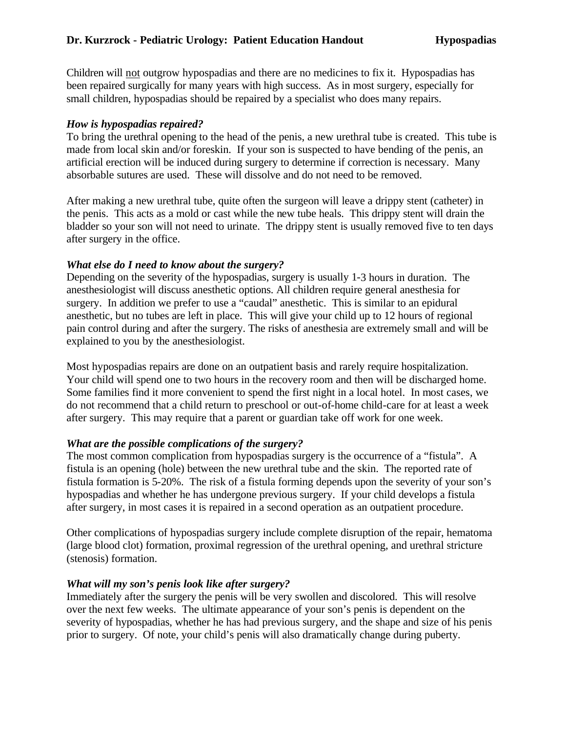Children will <u>not</u> outgrow hypospadias and there are no medicines to fix it. Hypospadias has been repaired surgically for many years with high success. As in most surgery, especially for small children, hypospadias should be repaired by a specialist who does many repairs.

***How is hypospadias repaired?***

To bring the urethral opening to the head of the penis, a new urethral tube is created. This tube is made from local skin and/or foreskin. If your son is suspected to have bending of the penis, an artificial erection will be induced during surgery to determine if correction is necessary. Many absorbable sutures are used. These will dissolve and do not need to be removed.

After making a new urethral tube, quite often the surgeon will leave a drippy stent (catheter) in the penis. This acts as a mold or cast while the new tube heals. This drippy stent will drain the bladder so your son will not need to urinate. The drippy stent is usually removed five to ten days after surgery in the office.

***What else do I need to know about the surgery?***

Depending on the severity of the hypospadias, surgery is usually 1-3 hours in duration. The anesthesiologist will discuss anesthetic options. All children require general anesthesia for surgery. In addition we prefer to use a "caudal" anesthetic. This is similar to an epidural anesthetic, but no tubes are left in place. This will give your child up to 12 hours of regional pain control during and after the surgery. The risks of anesthesia are extremely small and will be explained to you by the anesthesiologist.

Most hypospadias repairs are done on an outpatient basis and rarely require hospitalization. Your child will spend one to two hours in the recovery room and then will be discharged home. Some families find it more convenient to spend the first night in a local hotel. In most cases, we do not recommend that a child return to preschool or out-of-home child-care for at least a week after surgery. This may require that a parent or guardian take off work for one week.

***What are the possible complications of the surgery?***

The most common complication from hypospadias surgery is the occurrence of a "fistula". A fistula is an opening (hole) between the new urethral tube and the skin. The reported rate of fistula formation is 5-20%. The risk of a fistula forming depends upon the severity of your son's hypospadias and whether he has undergone previous surgery. If your child develops a fistula after surgery, in most cases it is repaired in a second operation as an outpatient procedure.

Other complications of hypospadias surgery include complete disruption of the repair, hematoma (large blood clot) formation, proximal regression of the urethral opening, and urethral stricture (stenosis) formation.

***What will my son's penis look like after surgery?***

Immediately after the surgery the penis will be very swollen and discolored. This will resolve over the next few weeks. The ultimate appearance of your son's penis is dependent on the severity of hypospadias, whether he has had previous surgery, and the shape and size of his penis prior to surgery. Of note, your child's penis will also dramatically change during puberty.